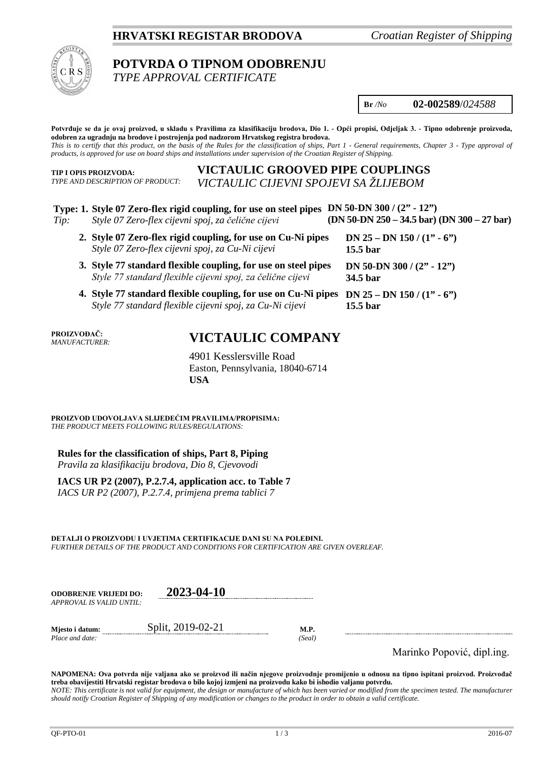**HRVATSKI REGISTAR BRODOVA** *Croatian Register of Shipping*

# POTVRDA O TIPNOM ODOBRENJU
*TYPE APPROVAL CERTIFICATE*

**Br** */No* **02-002589**/*024588*

**Potvrđuje se da je ovaj proizvod, u skladu s Pravilima za klasifikaciju brodova, Dio 1. - Opći propisi, Odjeljak 3. - Tipno odobrenje proizvoda, odobren za ugradnju na brodove i postrojenja pod nadzorom Hrvatskog registra brodova.**
*This is to certify that this product, on the basis of the Rules for the classification of ships, Part 1 - General requirements, Chapter 3 - Type approval of products, is approved for use on board ships and installations under supervision of the Croatian Register of Shipping.*

**TIP I OPIS PROIZVODA:**
*TYPE AND DESCRIPTION OF PRODUCT:*

**VICTAULIC GROOVED PIPE COUPLINGS**
*VICTAULIC CIJEVNI SPOJEVI SA ŽLIJEBOM*

**Type:** *Tip:*

1. **Style 07 Zero-flex rigid coupling, for use on steel pipes** — **DN 50-DN 300 / (2" - 12")** **(DN 50-DN 250 – 34.5 bar) (DN 300 – 27 bar)**
   *Style 07 Zero-flex cijevni spoj, za čelične cijevi*
2. **Style 07 Zero-flex rigid coupling, for use on Cu-Ni pipes** — **DN 25 – DN 150 / (1" - 6")** **15.5 bar**
   *Style 07 Zero-flex cijevni spoj, za Cu-Ni cijevi*
3. **Style 77 standard flexible coupling, for use on steel pipes** — **DN 50-DN 300 / (2" - 12")** **34.5 bar**
   *Style 77 standard flexible cijevni spoj, za čelične cijevi*
4. **Style 77 standard flexible coupling, for use on Cu-Ni pipes** — **DN 25 – DN 150 / (1" - 6")** **15.5 bar**
   *Style 77 standard flexible cijevni spoj, za Cu-Ni cijevi*

**PROIZVOĐAČ:**
*MANUFACTURER:*

## VICTAULIC COMPANY

4901 Kesslersville Road
Easton, Pennsylvania, 18040-6714
**USA**

**PROIZVOD UDOVOLJAVA SLIJEDEĆIM PRAVILIMA/PROPISIMA:**
*THE PRODUCT MEETS FOLLOWING RULES/REGULATIONS:*

**Rules for the classification of ships, Part 8, Piping**
*Pravila za klasifikaciju brodova, Dio 8, Cjevovodi*

**IACS UR P2 (2007), P.2.7.4, application acc. to Table 7**
*IACS UR P2 (2007), P.2.7.4, primjena prema tablici 7*

**DETALJI O PROIZVODU I UVJETIMA CERTIFIKACIJE DANI SU NA POLEĐINI.**
*FURTHER DETAILS OF THE PRODUCT AND CONDITIONS FOR CERTIFICATION ARE GIVEN OVERLEAF.*

**ODOBRENJE VRIJEDI DO:** *APPROVAL IS VALID UNTIL:* **2023-04-10**

**Mjesto i datum:** *Place and date:* Split, 2019-02-21

**M.P.** *(Seal)*

Marinko Popović, dipl.ing.

**NAPOMENA: Ova potvrda nije valjana ako se proizvod ili način njegove proizvodnje promijenio u odnosu na tipno ispitani proizvod. Proizvođač treba obavijestiti Hrvatski registar brodova o bilo kojoj izmjeni na proizvodu kako bi ishodio valjanu potvrdu.**
*NOTE: This certificate is not valid for equipment, the design or manufacture of which has been varied or modified from the specimen tested. The manufacturer should notify Croatian Register of Shipping of any modification or changes to the product in order to obtain a valid certificate.*

QF-PTO-01 2016-07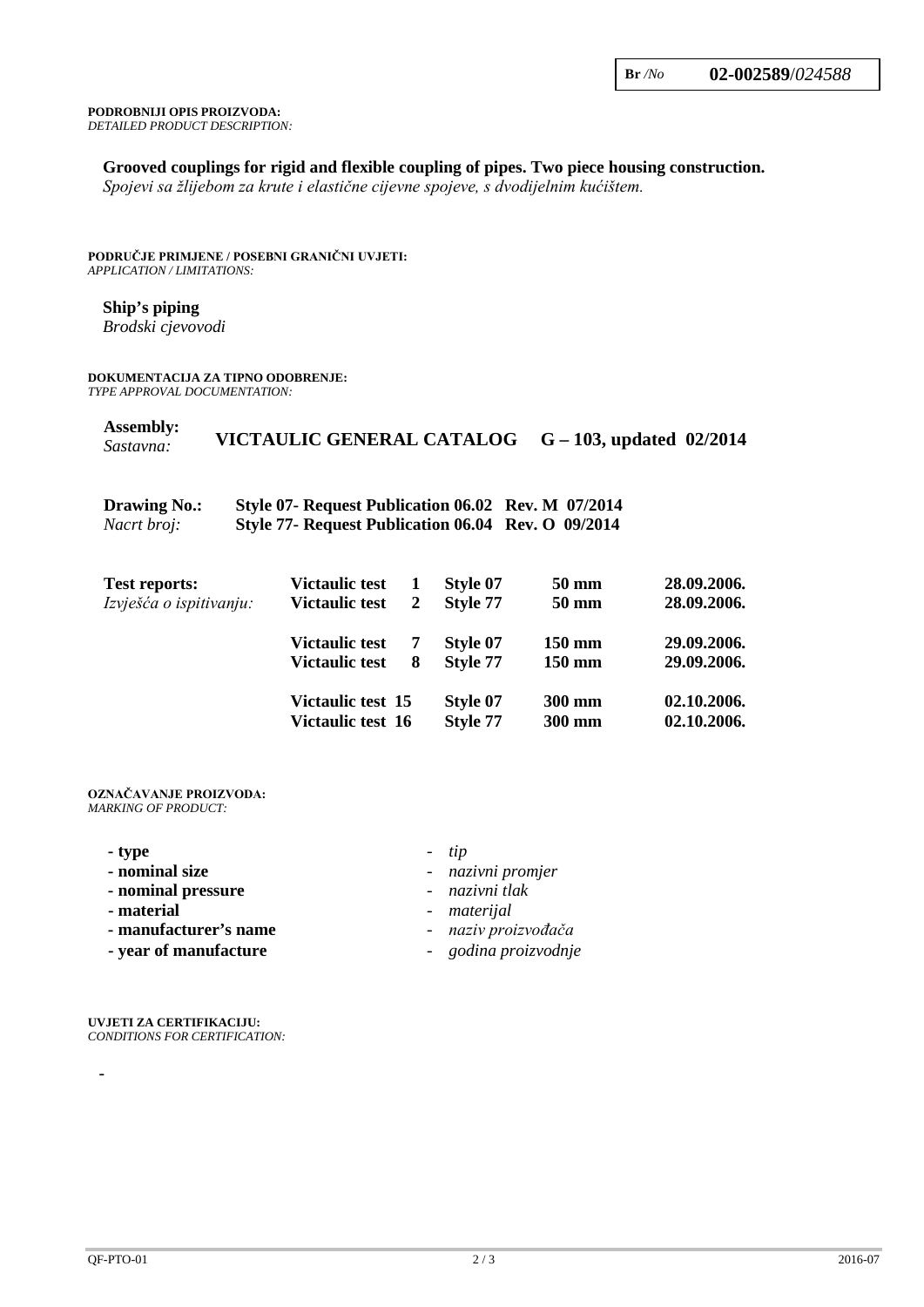**Br** */No* **02-002589**/*024588*

**PODROBNIJI OPIS PROIZVODA:**
*DETAILED PRODUCT DESCRIPTION:*

**Grooved couplings for rigid and flexible coupling of pipes. Two piece housing construction.**
*Spojevi sa žlijebom za krute i elastične cijevne spojeve, s dvodijelnim kućištem.*

**PODRUČJE PRIMJENE / POSEBNI GRANIČNI UVJETI:**
*APPLICATION / LIMITATIONS:*

**Ship's piping**
*Brodski cjevovodi*

**DOKUMENTACIJA ZA TIPNO ODOBRENJE:**
*TYPE APPROVAL DOCUMENTATION:*

**Assembly:**
*Sastavna:* **VICTAULIC GENERAL CATALOG G – 103, updated 02/2014**

**Drawing No.:** **Style 07- Request Publication 06.02 Rev. M 07/2014**
*Nacrt broj:* **Style 77- Request Publication 06.04 Rev. O 09/2014**

| | | | | |
|---|---|---|---|---|
| **Test reports:** | **Victaulic test 1** | **Style 07** | **50 mm** | **28.09.2006.** |
| *Izvješća o ispitivanju:* | **Victaulic test 2** | **Style 77** | **50 mm** | **28.09.2006.** |
| | **Victaulic test 7** | **Style 07** | **150 mm** | **29.09.2006.** |
| | **Victaulic test 8** | **Style 77** | **150 mm** | **29.09.2006.** |
| | **Victaulic test 15** | **Style 07** | **300 mm** | **02.10.2006.** |
| | **Victaulic test 16** | **Style 77** | **300 mm** | **02.10.2006.** |

**OZNAČAVANJE PROIZVODA:**
*MARKING OF PRODUCT:*

- **type** - *tip*
- **nominal size** - *nazivni promjer*
- **nominal pressure** - *nazivni tlak*
- **material** - *materijal*
- **manufacturer's name** - *naziv proizvođača*
- **year of manufacture** - *godina proizvodnje*

**UVJETI ZA CERTIFIKACIJU:**
*CONDITIONS FOR CERTIFICATION:*

-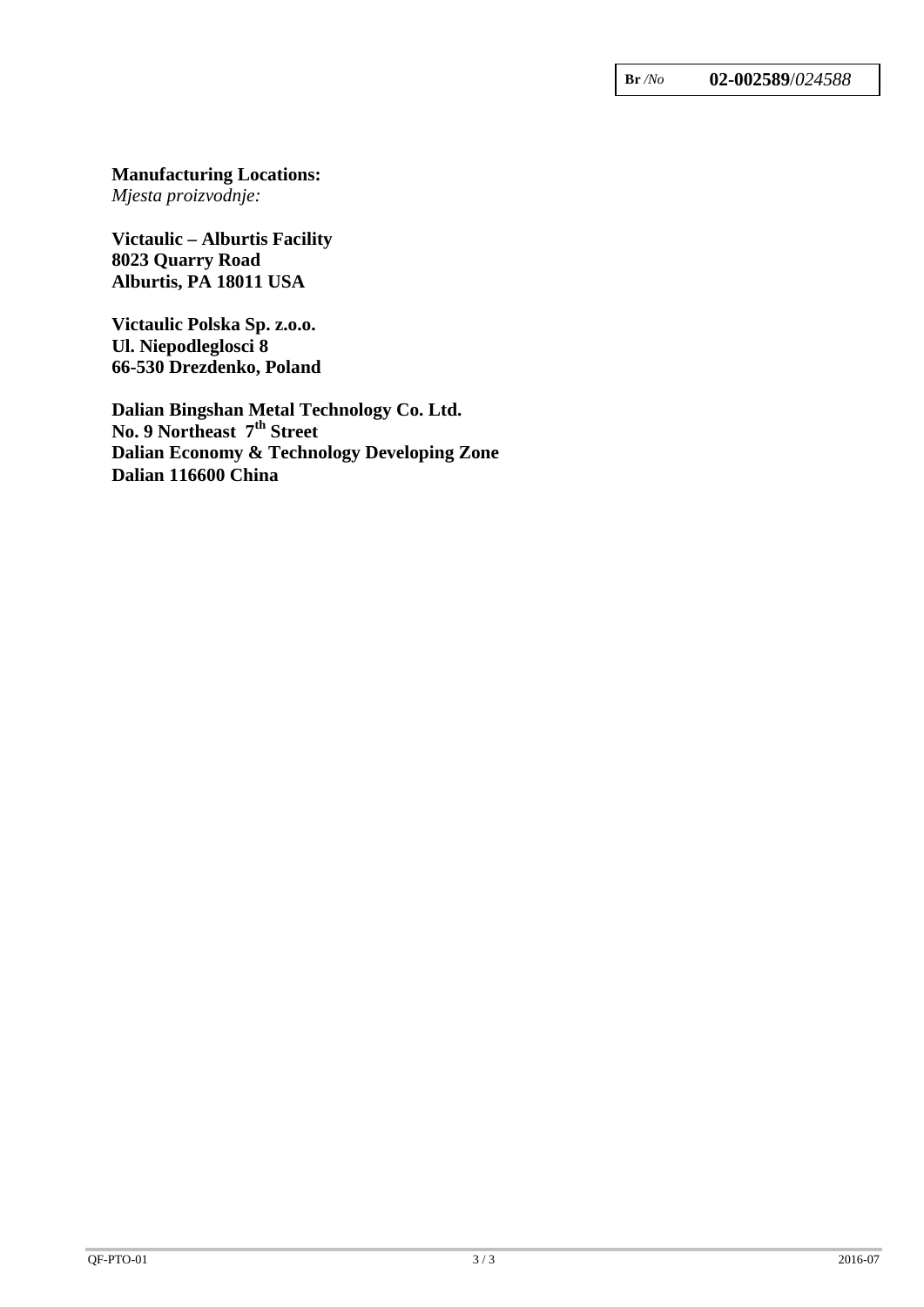**Br** */No* **02-002589**/*024588*

**Manufacturing Locations:**
*Mjesta proizvodnje:*

**Victaulic – Alburtis Facility**
**8023 Quarry Road**
**Alburtis, PA 18011 USA**

**Victaulic Polska Sp. z.o.o.**
**Ul. Niepodleglosci 8**
**66-530 Drezdenko, Poland**

**Dalian Bingshan Metal Technology Co. Ltd.**
**No. 9 Northeast 7th Street**
**Dalian Economy & Technology Developing Zone**
**Dalian 116600 China**